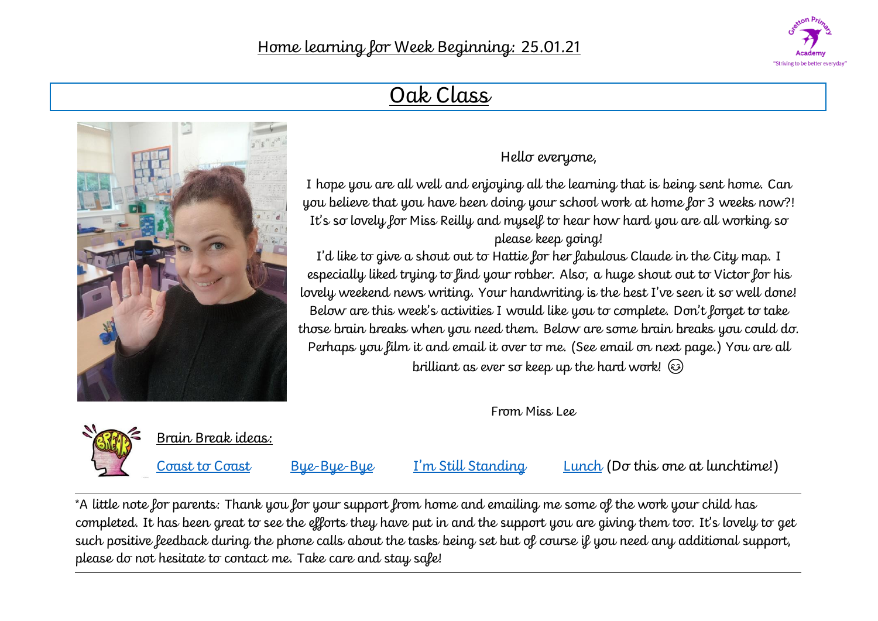# Home learning for Week Beginning: 25.01.21

## Oak Class

Hello everyone,

I hope you are all well and enjoying all the learning that is being sent home. Can you believe that you have been doing your school work at home for 3 weeks now?! It's so lovely for Miss Reilly and myself to hear how hard you are all working so please keep going!

I'd like to give a shout out to Hattie for her fabulous Claude in the City map. I especially liked trying to find your robber. Also, a huge shout out to Victor for his lovely weekend news writing. Your handwriting is the best I've seen it so well done! Below are this week's activities I would like you to complete. Don't forget to take those brain breaks when you need them. Below are some brain breaks you could do. Perhaps you film it and email it over to me. (See email on next page.) You are all brilliant as ever so keep up the hard work! 😉

From Miss Lee

Brain Break ideas:

Coast to Coast     Bye-Bye-Bye     I'm Still Standing     Lunch (Do this one at lunchtime!)

*A little note for parents: Thank you for your support from home and emailing me some of the work your child has completed. It has been great to see the efforts they have put in and the support you are giving them too. It's lovely to get such positive feedback during the phone calls about the tasks being set but of course if you need any additional support, please do not hesitate to contact me. Take care and stay safe!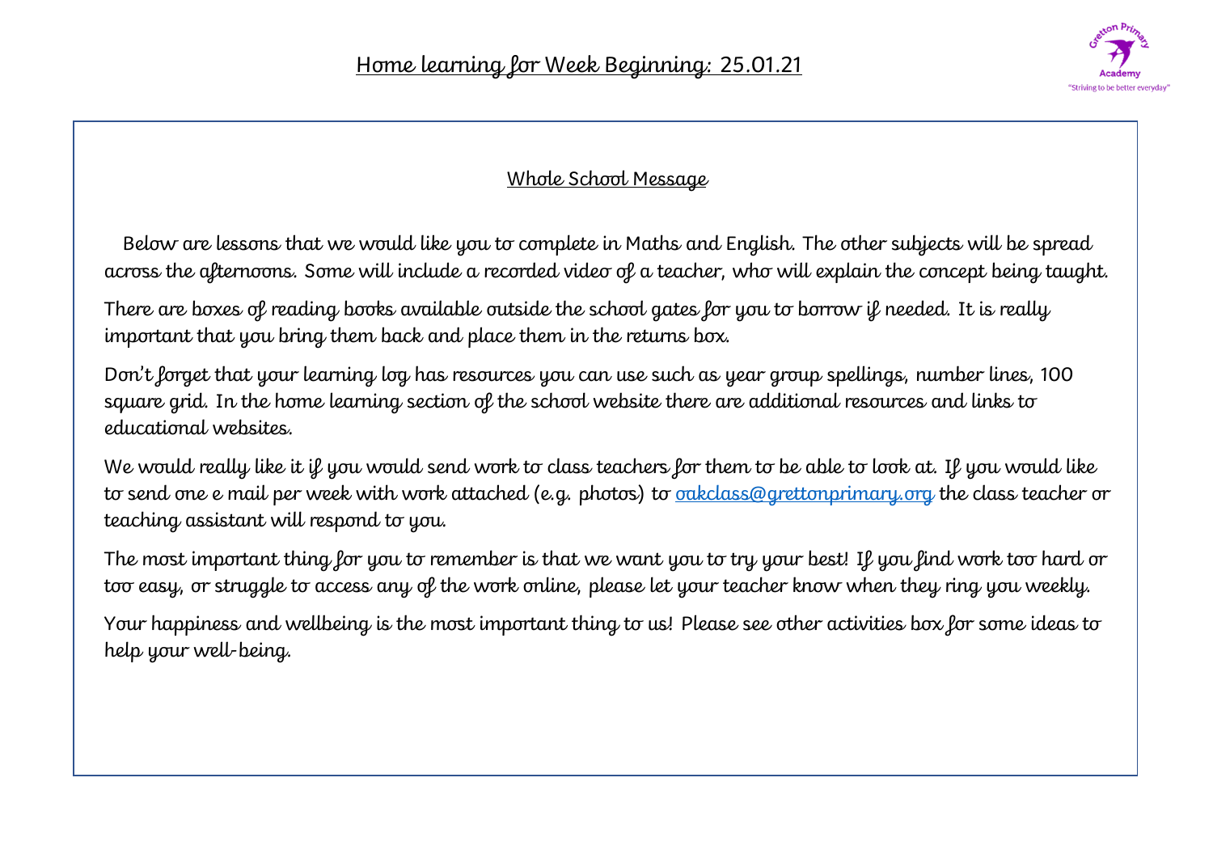# Home learning for Week Beginning: 25.01.21

Gretton Primary Academy
"Striving to be better everyday"

## Whole School Message

Below are lessons that we would like you to complete in Maths and English. The other subjects will be spread across the afternoons. Some will include a recorded video of a teacher, who will explain the concept being taught.

There are boxes of reading books available outside the school gates for you to borrow if needed. It is really important that you bring them back and place them in the returns box.

Don't forget that your learning log has resources you can use such as year group spellings, number lines, 100 square grid. In the home learning section of the school website there are additional resources and links to educational websites.

We would really like it if you would send work to class teachers for them to be able to look at. If you would like to send one e mail per week with work attached (e.g. photos) to oakclass@grettonprimary.org the class teacher or teaching assistant will respond to you.

The most important thing for you to remember is that we want you to try your best! If you find work too hard or too easy, or struggle to access any of the work online, please let your teacher know when they ring you weekly.

Your happiness and wellbeing is the most important thing to us! Please see other activities box for some ideas to help your well-being.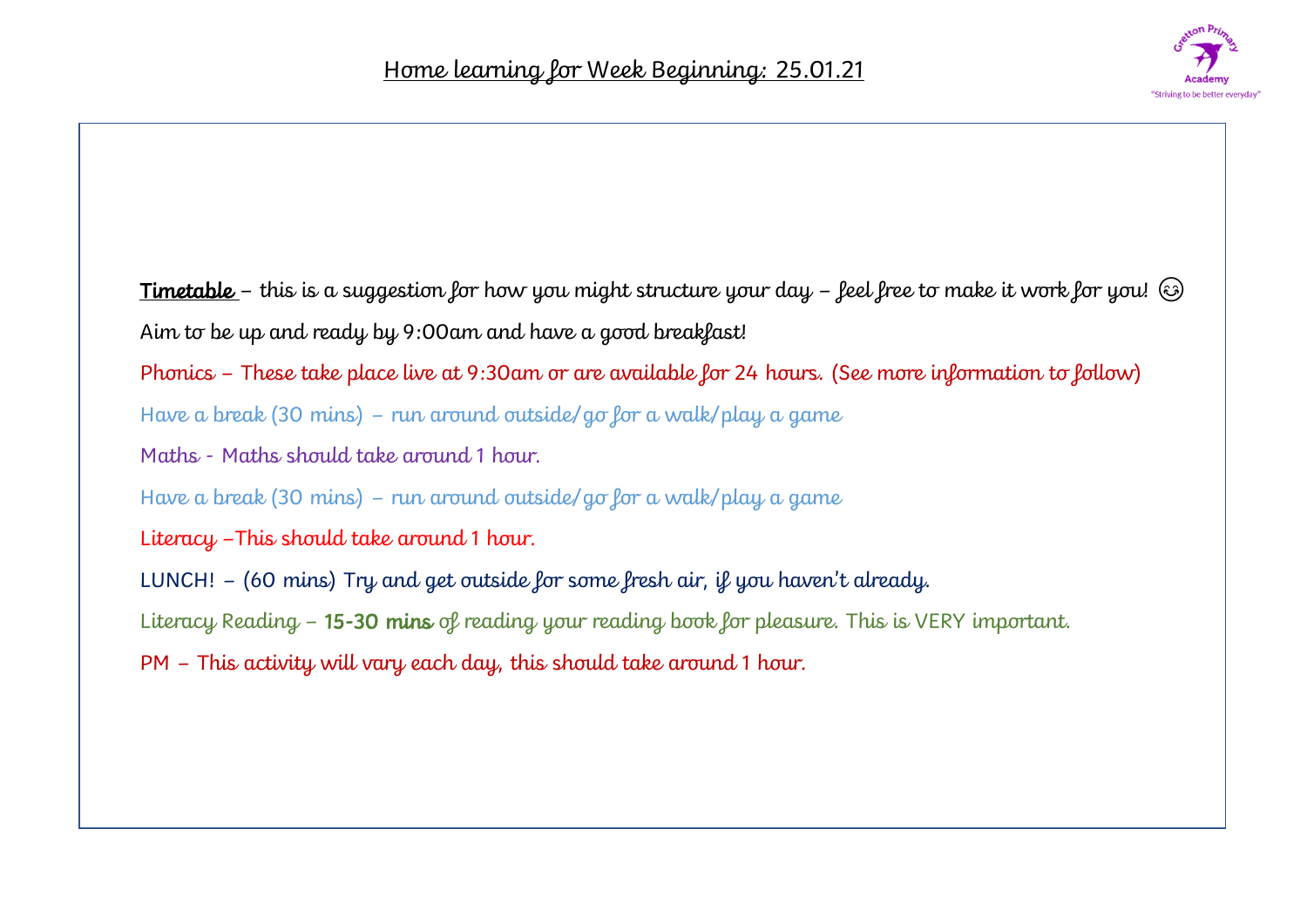## Home learning for Week Beginning: 25.01.21

**Timetable** – this is a suggestion for how you might structure your day – feel free to make it work for you! 😉

Aim to be up and ready by 9:00am and have a good breakfast!

Phonics – These take place live at 9:30am or are available for 24 hours. (See more information to follow)

Have a break (30 mins) – run around outside/go for a walk/play a game

Maths - Maths should take around 1 hour.

Have a break (30 mins) – run around outside/go for a walk/play a game

Literacy –This should take around 1 hour.

LUNCH! – (60 mins) Try and get outside for some fresh air, if you haven't already.

Literacy Reading – 15-30 mins of reading your reading book for pleasure. This is VERY important.

PM – This activity will vary each day, this should take around 1 hour.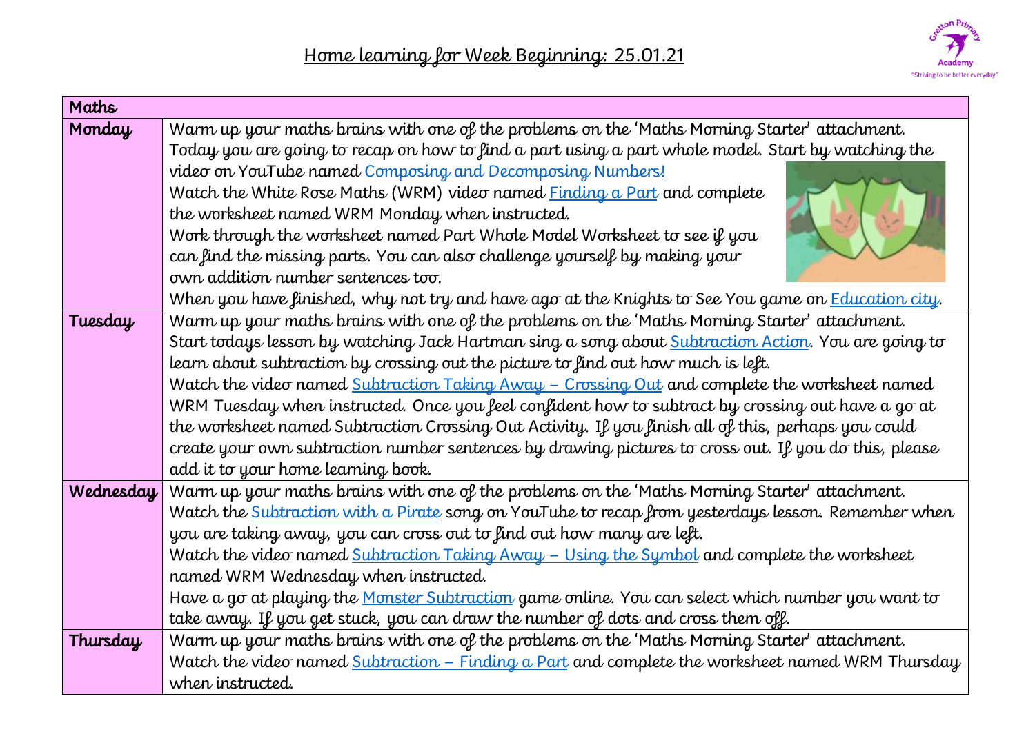# Home learning for Week Beginning: 25.01.21

| Maths | |
|---|---|
| **Monday** | Warm up your maths brains with one of the problems on the 'Maths Morning Starter' attachment. Today you are going to recap on how to find a part using a part whole model. Start by watching the video on YouTube named Composing and Decomposing Numbers! Watch the White Rose Maths (WRM) video named Finding a Part and complete the worksheet named WRM Monday when instructed. Work through the worksheet named Part Whole Model Worksheet to see if you can find the missing parts. You can also challenge yourself by making your own addition number sentences too. When you have finished, why not try and have ago at the Knights to See You game on Education city. |
| **Tuesday** | Warm up your maths brains with one of the problems on the 'Maths Morning Starter' attachment. Start todays lesson by watching Jack Hartman sing a song about Subtraction Action. You are going to learn about subtraction by crossing out the picture to find out how much is left. Watch the video named Subtraction Taking Away – Crossing Out and complete the worksheet named WRM Tuesday when instructed. Once you feel confident how to subtract by crossing out have a go at the worksheet named Subtraction Crossing Out Activity. If you finish all of this, perhaps you could create your own subtraction number sentences by drawing pictures to cross out. If you do this, please add it to your home learning book. |
| **Wednesday** | Warm up your maths brains with one of the problems on the 'Maths Morning Starter' attachment. Watch the Subtraction with a Pirate song on YouTube to recap from yesterdays lesson. Remember when you are taking away, you can cross out to find out how many are left. Watch the video named Subtraction Taking Away – Using the Symbol and complete the worksheet named WRM Wednesday when instructed. Have a go at playing the Monster Subtraction game online. You can select which number you want to take away. If you get stuck, you can draw the number of dots and cross them off. |
| **Thursday** | Warm up your maths brains with one of the problems on the 'Maths Morning Starter' attachment. Watch the video named Subtraction – Finding a Part and complete the worksheet named WRM Thursday when instructed. |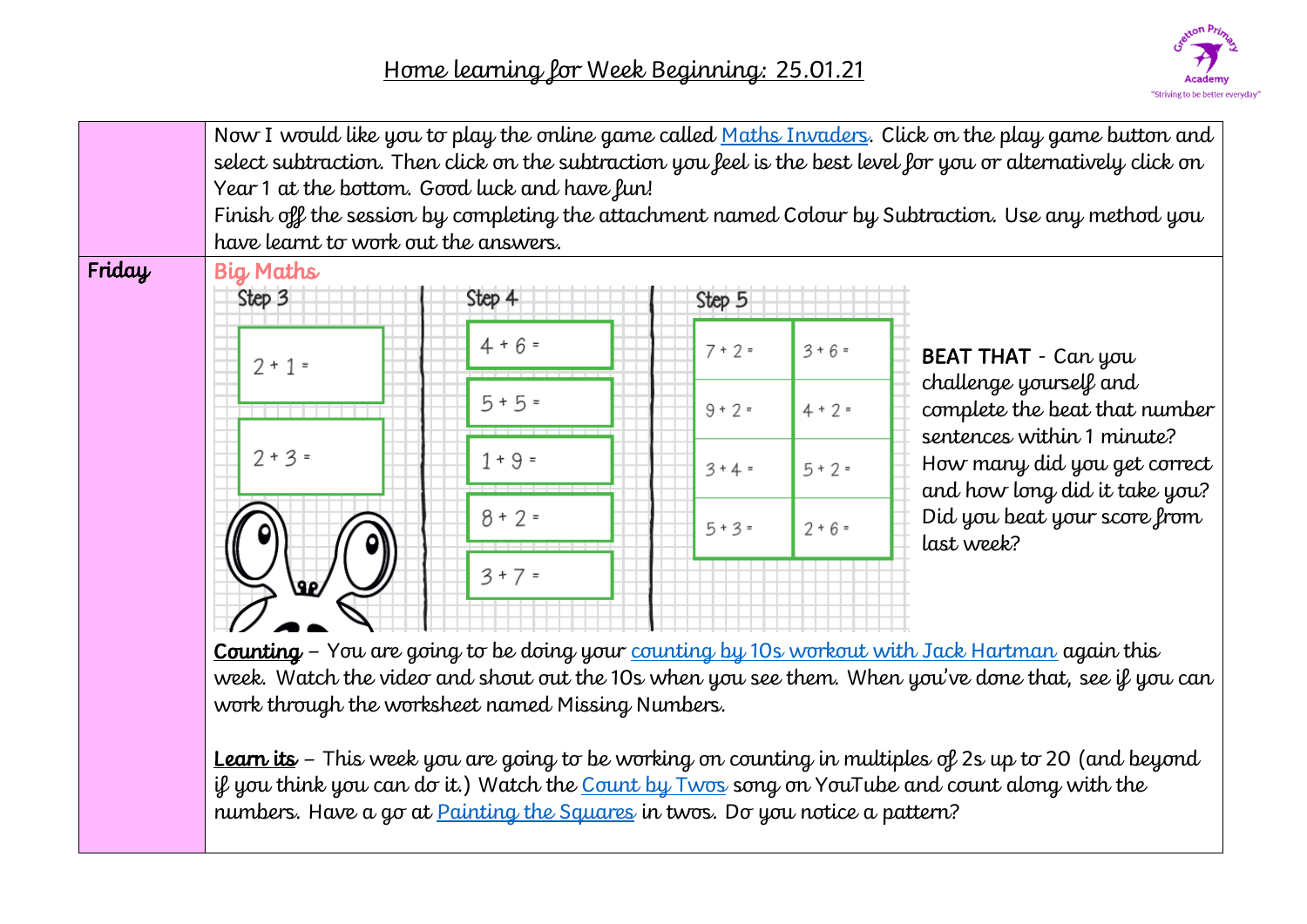# Home learning for Week Beginning: 25.01.21

| | |
|---|---|
| | Now I would like you to play the online game called Maths Invaders. Click on the play game button and select subtraction. Then click on the subtraction you feel is the best level for you or alternatively click on Year 1 at the bottom. Good luck and have fun!<br>Finish off the session by completing the attachment named Colour by Subtraction. Use any method you have learnt to work out the answers. |
| **Friday** | **Big Maths**<br><br>**Step 3**<br>2 + 1 =<br>2 + 3 =<br><br>**Step 4**<br>4 + 6 =<br>5 + 5 =<br>1 + 9 =<br>8 + 2 =<br>3 + 7 =<br><br>**Step 5**<br>7 + 2 = 3 + 6 =<br>9 + 2 = 4 + 2 =<br>3 + 4 = 5 + 2 =<br>5 + 3 = 2 + 6 =<br><br>**BEAT THAT** - Can you challenge yourself and complete the beat that number sentences within 1 minute? How many did you get correct and how long did it take you? Did you beat your score from last week?<br><br>**Counting** – You are going to be doing your counting by 10s workout with Jack Hartman again this week. Watch the video and shout out the 10s when you see them. When you've done that, see if you can work through the worksheet named Missing Numbers.<br><br>**Learn its** – This week you are going to be working on counting in multiples of 2s up to 20 (and beyond if you think you can do it.) Watch the Count by Twos song on YouTube and count along with the numbers. Have a go at Painting the Squares in twos. Do you notice a pattern? |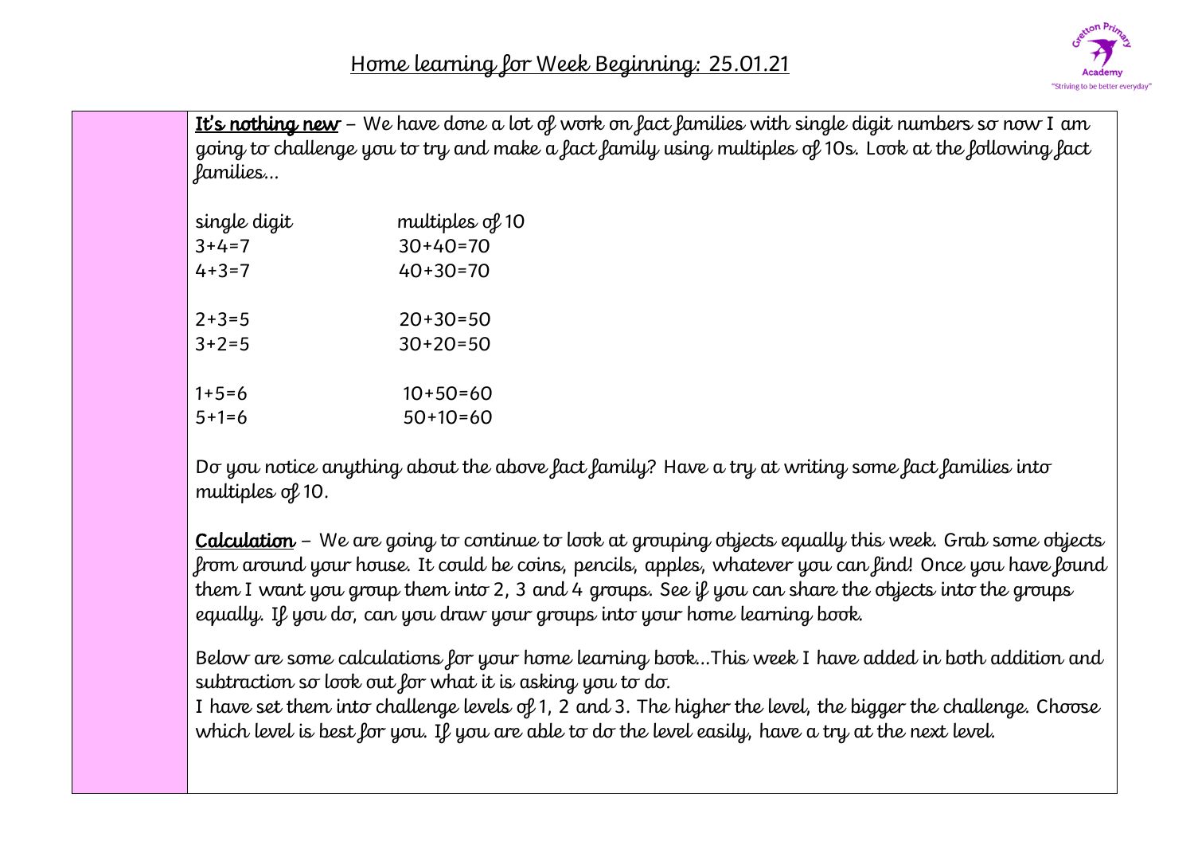## Home learning for Week Beginning: 25.01.21

**It's nothing new** – We have done a lot of work on fact families with single digit numbers so now I am going to challenge you to try and make a fact family using multiples of 10s. Look at the following fact families...

| single digit | multiples of 10 |
|---|---|
| 3+4=7 | 30+40=70 |
| 4+3=7 | 40+30=70 |
| | |
| 2+3=5 | 20+30=50 |
| 3+2=5 | 30+20=50 |
| | |
| 1+5=6 | 10+50=60 |
| 5+1=6 | 50+10=60 |

Do you notice anything about the above fact family? Have a try at writing some fact families into multiples of 10.

**Calculation** – We are going to continue to look at grouping objects equally this week. Grab some objects from around your house. It could be coins, pencils, apples, whatever you can find! Once you have found them I want you group them into 2, 3 and 4 groups. See if you can share the objects into the groups equally. If you do, can you draw your groups into your home learning book.

Below are some calculations for your home learning book...This week I have added in both addition and subtraction so look out for what it is asking you to do.

I have set them into challenge levels of 1, 2 and 3. The higher the level, the bigger the challenge. Choose which level is best for you. If you are able to do the level easily, have a try at the next level.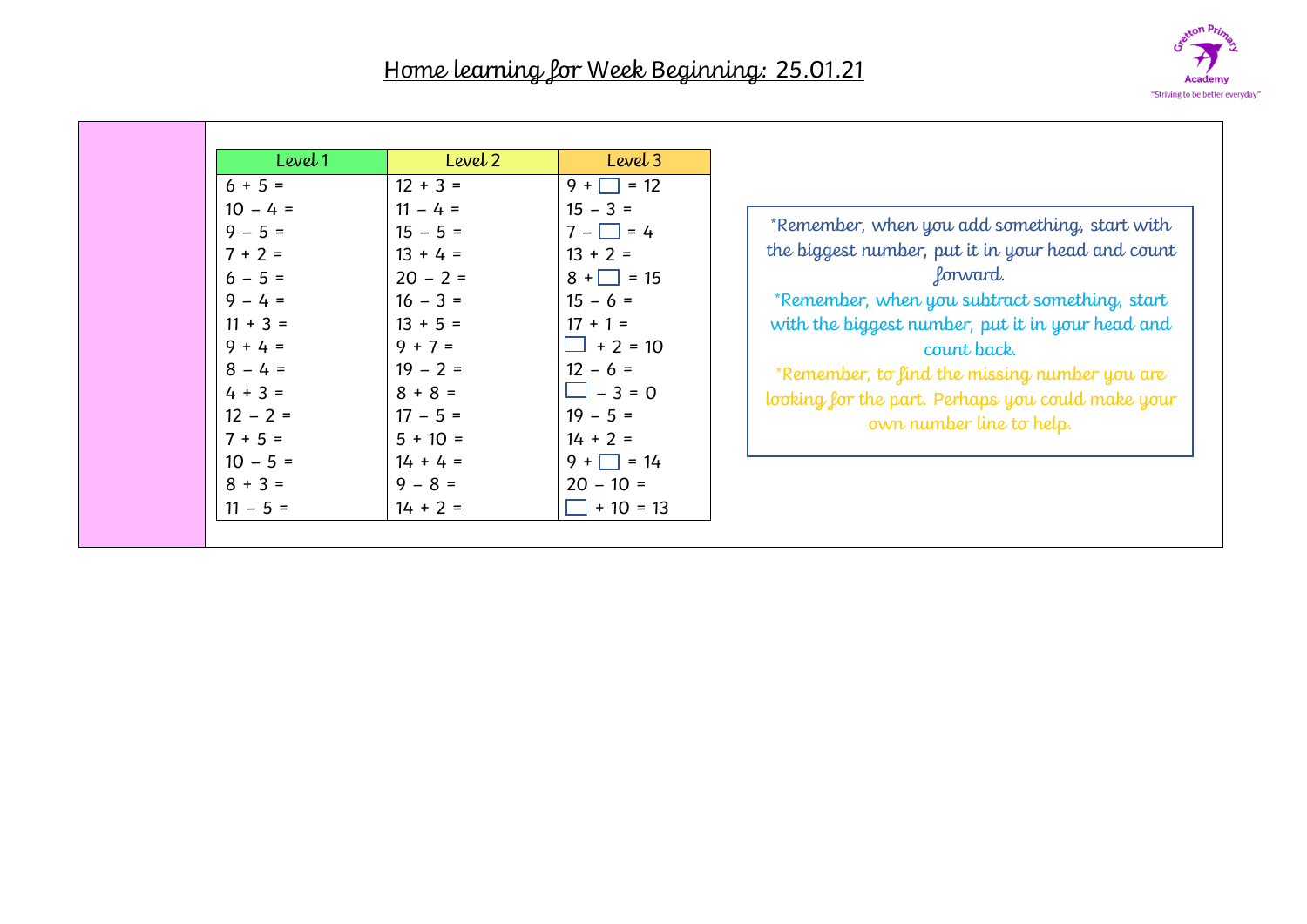# Home learning for Week Beginning: 25.01.21

| Level 1 | Level 2 | Level 3 |
|---|---|---|
| 6 + 5 = | 12 + 3 = | 9 + ☐ = 12 |
| 10 − 4 = | 11 − 4 = | 15 − 3 = |
| 9 − 5 = | 15 − 5 = | 7 − ☐ = 4 |
| 7 + 2 = | 13 + 4 = | 13 + 2 = |
| 6 − 5 = | 20 − 2 = | 8 + ☐ = 15 |
| 9 − 4 = | 16 − 3 = | 15 − 6 = |
| 11 + 3 = | 13 + 5 = | 17 + 1 = |
| 9 + 4 = | 9 + 7 = | ☐ + 2 = 10 |
| 8 − 4 = | 19 − 2 = | 12 − 6 = |
| 4 + 3 = | 8 + 8 = | ☐ − 3 = 0 |
| 12 − 2 = | 17 − 5 = | 19 − 5 = |
| 7 + 5 = | 5 + 10 = | 14 + 2 = |
| 10 − 5 = | 14 + 4 = | 9 + ☐ = 14 |
| 8 + 3 = | 9 − 8 = | 20 − 10 = |
| 11 − 5 = | 14 + 2 = | ☐ + 10 = 13 |

*Remember, when you add something, start with the biggest number, put it in your head and count forward.

*Remember, when you subtract something, start with the biggest number, put it in your head and count back.

*Remember, to find the missing number you are looking for the part. Perhaps you could make your own number line to help.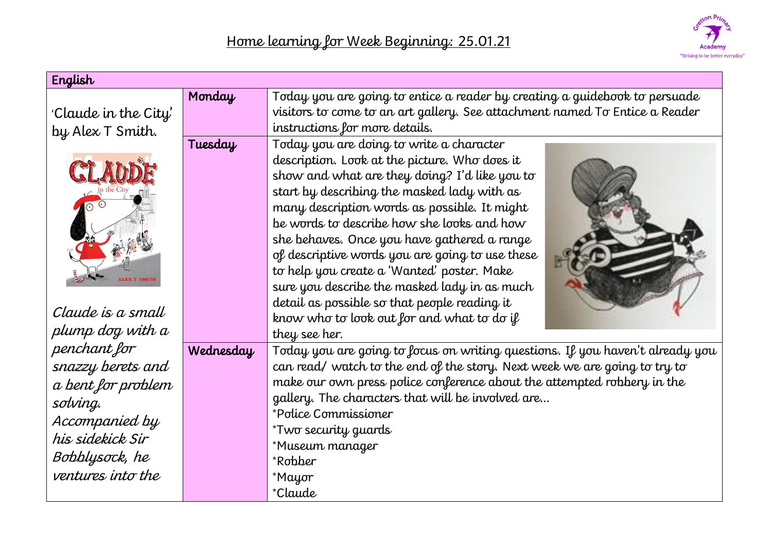## Home learning for Week Beginning: 25.01.21

| English | | |
|---|---|---|
| 'Claude in the City' by Alex T Smith. *Claude is a small plump dog with a penchant for snazzy berets and a bent for problem solving. Accompanied by his sidekick Sir Bobblysock, he ventures into the* | **Monday** | Today you are going to entice a reader by creating a guidebook to persuade visitors to come to an art gallery. See attachment named To Entice a Reader instructions for more details. |
| | **Tuesday** | Today you are doing to write a character description. Look at the picture. Who does it show and what are they doing? I'd like you to start by describing the masked lady with as many description words as possible. It might be words to describe how she looks and how she behaves. Once you have gathered a range of descriptive words you are going to use these to help you create a 'Wanted' poster. Make sure you describe the masked lady in as much detail as possible so that people reading it know who to look out for and what to do if they see her. |
| | **Wednesday** | Today you are going to focus on writing questions. If you haven't already you can read/ watch to the end of the story. Next week we are going to try to make our own press police conference about the attempted robbery in the gallery. The characters that will be involved are… *Police Commissioner *Two security guards *Museum manager *Robber *Mayor *Claude |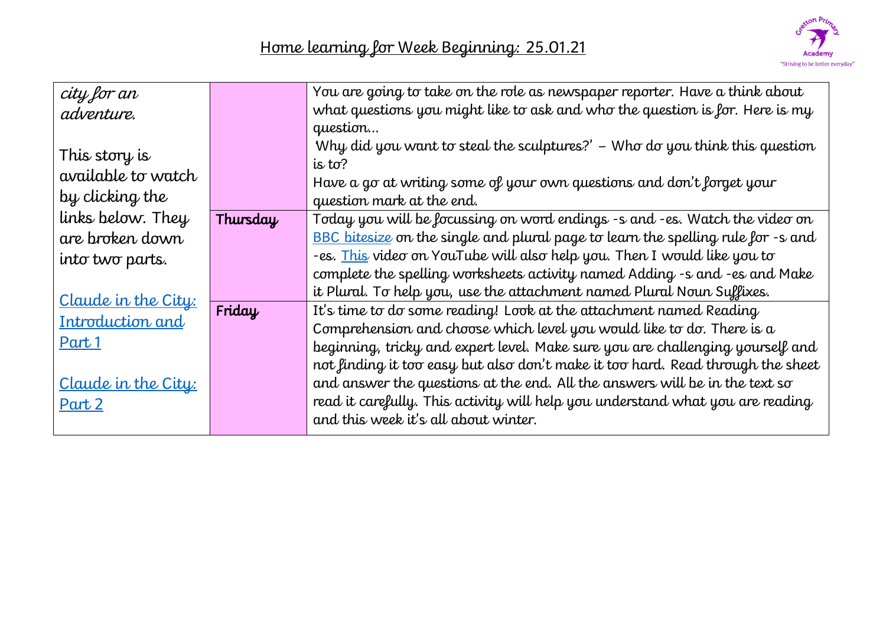## Home learning for Week Beginning: 25.01.21

| | | |
|---|---|---|
| *city for an adventure.*<br><br>This story is available to watch by clicking the links below. They are broken down into two parts.<br><br>Claude in the City: Introduction and Part 1<br><br>Claude in the City: Part 2 | | You are going to take on the role as newspaper reporter. Have a think about what questions you might like to ask and who the question is for. Here is my question…<br>Why did you want to steal the sculptures?' – Who do you think this question is to?<br>Have a go at writing some of your own questions and don't forget your question mark at the end. |
| | **Thursday** | Today you will be focussing on word endings -s and -es. Watch the video on BBC bitesize on the single and plural page to learn the spelling rule for -s and -es. This video on YouTube will also help you. Then I would like you to complete the spelling worksheets activity named Adding -s and -es and Make it Plural. To help you, use the attachment named Plural Noun Suffixes. |
| | **Friday** | It's time to do some reading! Look at the attachment named Reading Comprehension and choose which level you would like to do. There is a beginning, tricky and expert level. Make sure you are challenging yourself and not finding it too easy but also don't make it too hard. Read through the sheet and answer the questions at the end. All the answers will be in the text so read it carefully. This activity will help you understand what you are reading and this week it's all about winter. |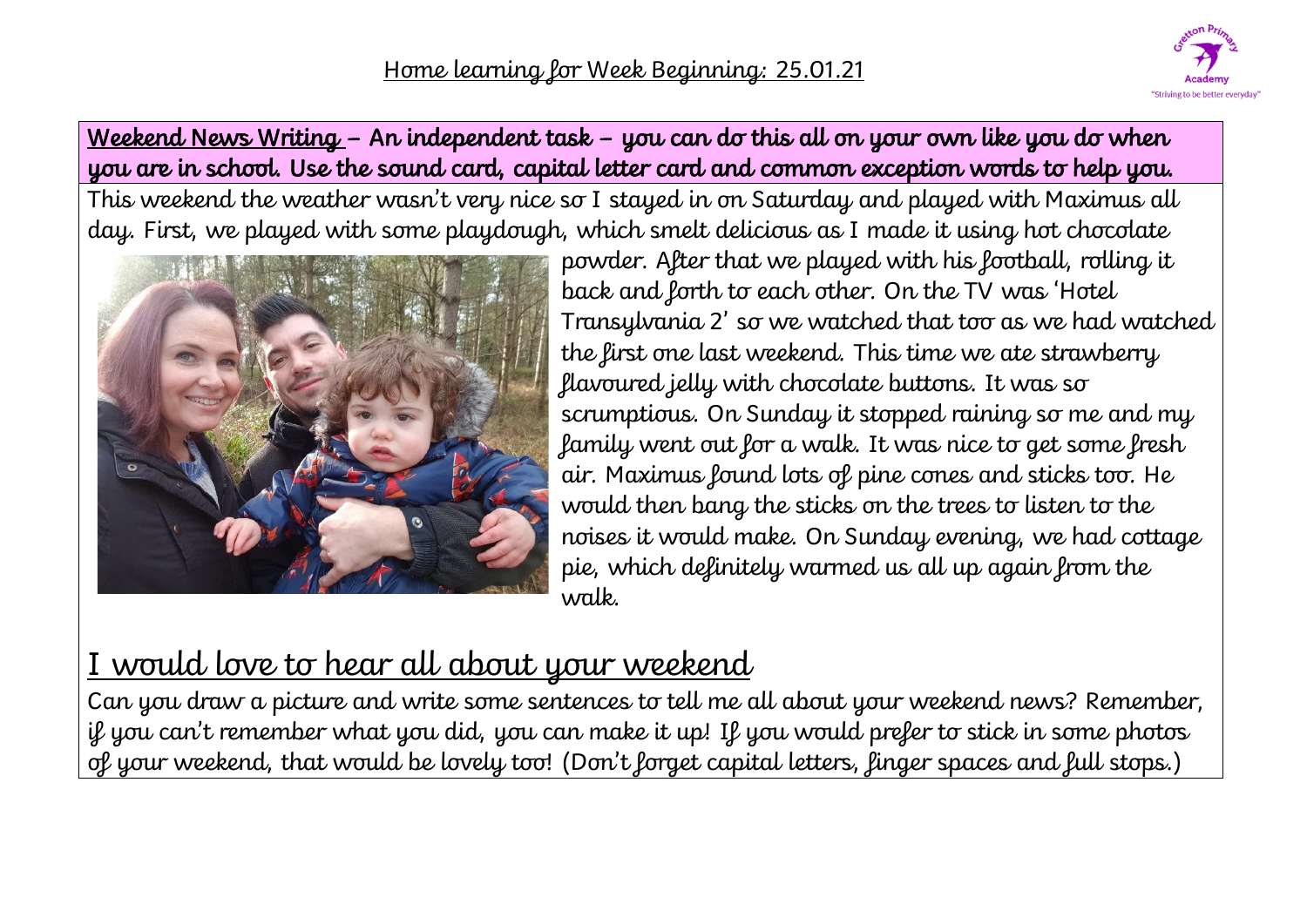## Home learning for Week Beginning: 25.01.21

**Weekend News Writing – An independent task – you can do this all on your own like you do when you are in school. Use the sound card, capital letter card and common exception words to help you.**

This weekend the weather wasn't very nice so I stayed in on Saturday and played with Maximus all day. First, we played with some playdough, which smelt delicious as I made it using hot chocolate powder. After that we played with his football, rolling it back and forth to each other. On the TV was 'Hotel Transylvania 2' so we watched that too as we had watched the first one last weekend. This time we ate strawberry flavoured jelly with chocolate buttons. It was so scrumptious. On Sunday it stopped raining so me and my family went out for a walk. It was nice to get some fresh air. Maximus found lots of pine cones and sticks too. He would then bang the sticks on the trees to listen to the noises it would make. On Sunday evening, we had cottage pie, which definitely warmed us all up again from the walk.

## I would love to hear all about your weekend

Can you draw a picture and write some sentences to tell me all about your weekend news? Remember, if you can't remember what you did, you can make it up! If you would prefer to stick in some photos of your weekend, that would be lovely too! (Don't forget capital letters, finger spaces and full stops.)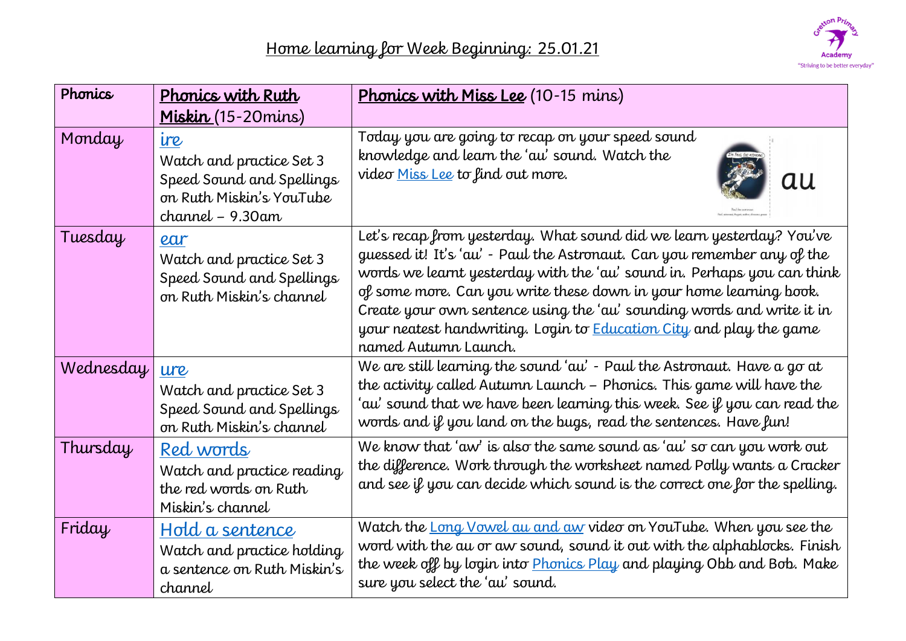# Home learning for Week Beginning: 25.01.21

Gretton Primary Academy
"Striving to be better everyday"

| Phonics | **Phonics with Ruth Miskin** (15-20mins) | **Phonics with Miss Lee** (10-15 mins) |
|---|---|---|
| Monday | ire<br>Watch and practice Set 3 Speed Sound and Spellings on Ruth Miskin's YouTube channel – 9.30am | Today you are going to recap on your speed sound knowledge and learn the 'au' sound. Watch the video Miss Lee to find out more.<br>au |
| Tuesday | ear<br>Watch and practice Set 3 Speed Sound and Spellings on Ruth Miskin's channel | Let's recap from yesterday. What sound did we learn yesterday? You've guessed it! It's 'au' - Paul the Astronaut. Can you remember any of the words we learnt yesterday with the 'au' sound in. Perhaps you can think of some more. Can you write these down in your home learning book. Create your own sentence using the 'au' sounding words and write it in your neatest handwriting. Login to Education City and play the game named Autumn Launch. |
| Wednesday | ure<br>Watch and practice Set 3 Speed Sound and Spellings on Ruth Miskin's channel | We are still learning the sound 'au' - Paul the Astronaut. Have a go at the activity called Autumn Launch – Phonics. This game will have the 'au' sound that we have been learning this week. See if you can read the words and if you land on the bugs, read the sentences. Have fun! |
| Thursday | Red words<br>Watch and practice reading the red words on Ruth Miskin's channel | We know that 'aw' is also the same sound as 'au' so can you work out the difference. Work through the worksheet named Polly wants a Cracker and see if you can decide which sound is the correct one for the spelling. |
| Friday | Hold a sentence<br>Watch and practice holding a sentence on Ruth Miskin's channel | Watch the Long Vowel au and aw video on YouTube. When you see the word with the au or aw sound, sound it out with the alphablocks. Finish the week off by login into Phonics Play and playing Obb and Bob. Make sure you select the 'au' sound. |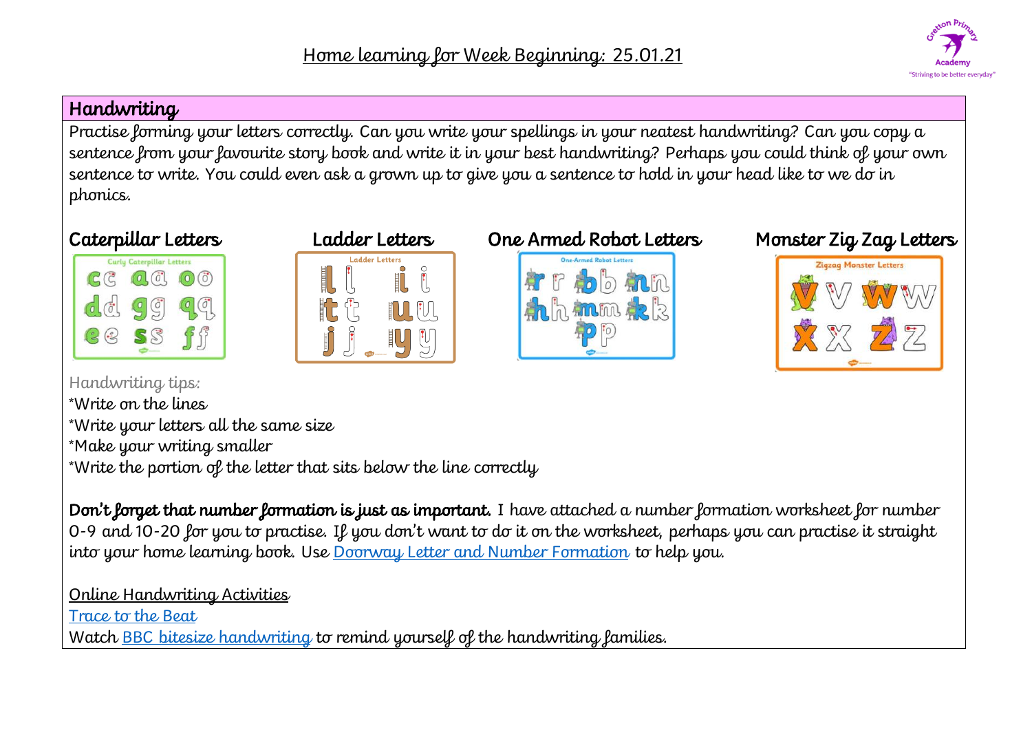# Home learning for Week Beginning: 25.01.21

## Handwriting

Practise forming your letters correctly. Can you write your spellings in your neatest handwriting? Can you copy a sentence from your favourite story book and write it in your best handwriting? Perhaps you could think of your own sentence to write. You could even ask a grown up to give you a sentence to hold in your head like to we do in phonics.

### Caterpillar Letters

### Ladder Letters

### One Armed Robot Letters

### Monster Zig Zag Letters

Handwriting tips:

*Write on the lines

*Write your letters all the same size

*Make your writing smaller

*Write the portion of the letter that sits below the line correctly

**Don't forget that number formation is just as important.** I have attached a number formation worksheet for number 0-9 and 10-20 for you to practise. If you don't want to do it on the worksheet, perhaps you can practise it straight into your home learning book. Use Doorway Letter and Number Formation to help you.

Online Handwriting Activities

Trace to the Beat

Watch BBC bitesize handwriting to remind yourself of the handwriting families.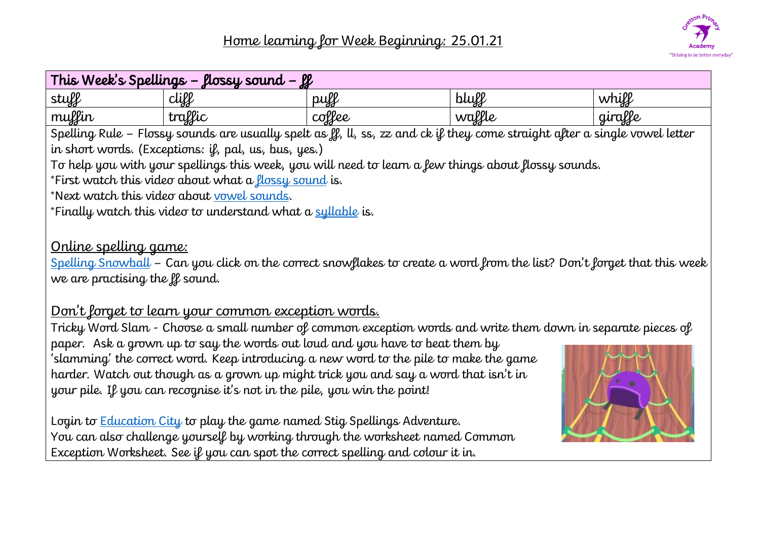# Home learning for Week Beginning: 25.01.21

| This Week's Spellings – flossy sound – ff | | | | |
|---|---|---|---|---|
| stuff | cliff | puff | bluff | whiff |
| muffin | traffic | coffee | waffle | giraffe |

Spelling Rule – Flossy sounds are usually spelt as ff, ll, ss, zz and ck if they come straight after a single vowel letter in short words. (Exceptions: if, pal, us, bus, yes.)

To help you with your spellings this week, you will need to learn a few things about flossy sounds.

*First watch this video about what a flossy sound is.

*Next watch this video about vowel sounds.

*Finally watch this video to understand what a syllable is.

## Online spelling game:

Spelling Snowball – Can you click on the correct snowflakes to create a word from the list? Don't forget that this week we are practising the ff sound.

## Don't forget to learn your common exception words.

Tricky Word Slam - Choose a small number of common exception words and write them down in separate pieces of paper. Ask a grown up to say the words out loud and you have to beat them by 'slamming' the correct word. Keep introducing a new word to the pile to make the game harder. Watch out though as a grown up might trick you and say a word that isn't in your pile. If you can recognise it's not in the pile, you win the point!

Login to Education City to play the game named Stig Spellings Adventure.
You can also challenge yourself by working through the worksheet named Common Exception Worksheet. See if you can spot the correct spelling and colour it in.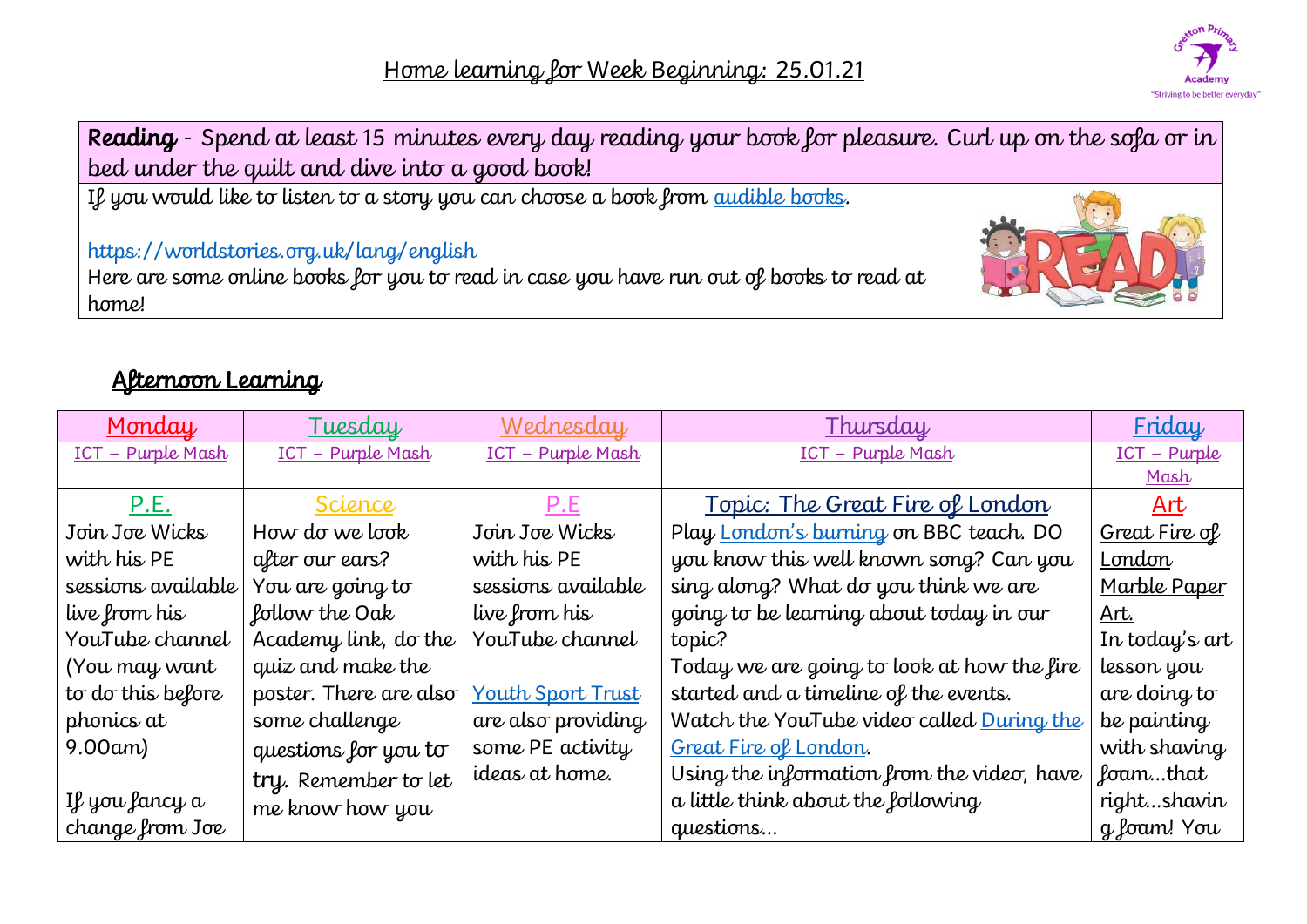## Home learning for Week Beginning: 25.01.21

**Reading** - Spend at least 15 minutes every day reading your book for pleasure. Curl up on the sofa or in bed under the quilt and dive into a good book!

If you would like to listen to a story you can choose a book from audible books.

https://worldstories.org.uk/lang/english

Here are some online books for you to read in case you have run out of books to read at home!

### Afternoon Learning

| Monday | Tuesday | Wednesday | Thursday | Friday |
|---|---|---|---|---|
| ICT – Purple Mash | ICT – Purple Mash | ICT – Purple Mash | ICT – Purple Mash | ICT – Purple Mash |
| P.E.<br>Join Joe Wicks with his PE sessions available live from his YouTube channel (You may want to do this before phonics at 9.00am)<br><br>If you fancy a change from Joe | Science<br>How do we look after our ears? You are going to follow the Oak Academy link, do the quiz and make the poster. There are also some challenge questions for you to try. Remember to let me know how you | P.E<br>Join Joe Wicks with his PE sessions available live from his YouTube channel<br><br>Youth Sport Trust are also providing some PE activity ideas at home. | Topic: The Great Fire of London<br>Play London's burning on BBC teach. DO you know this well known song? Can you sing along? What do you think we are going to be learning about today in our topic?<br>Today we are going to look at how the fire started and a timeline of the events.<br>Watch the YouTube video called During the Great Fire of London.<br>Using the information from the video, have a little think about the following questions... | Art<br>Great Fire of London Marble Paper Art.<br>In today's art lesson you are doing to be painting with shaving foam...that right...shaving foam! You |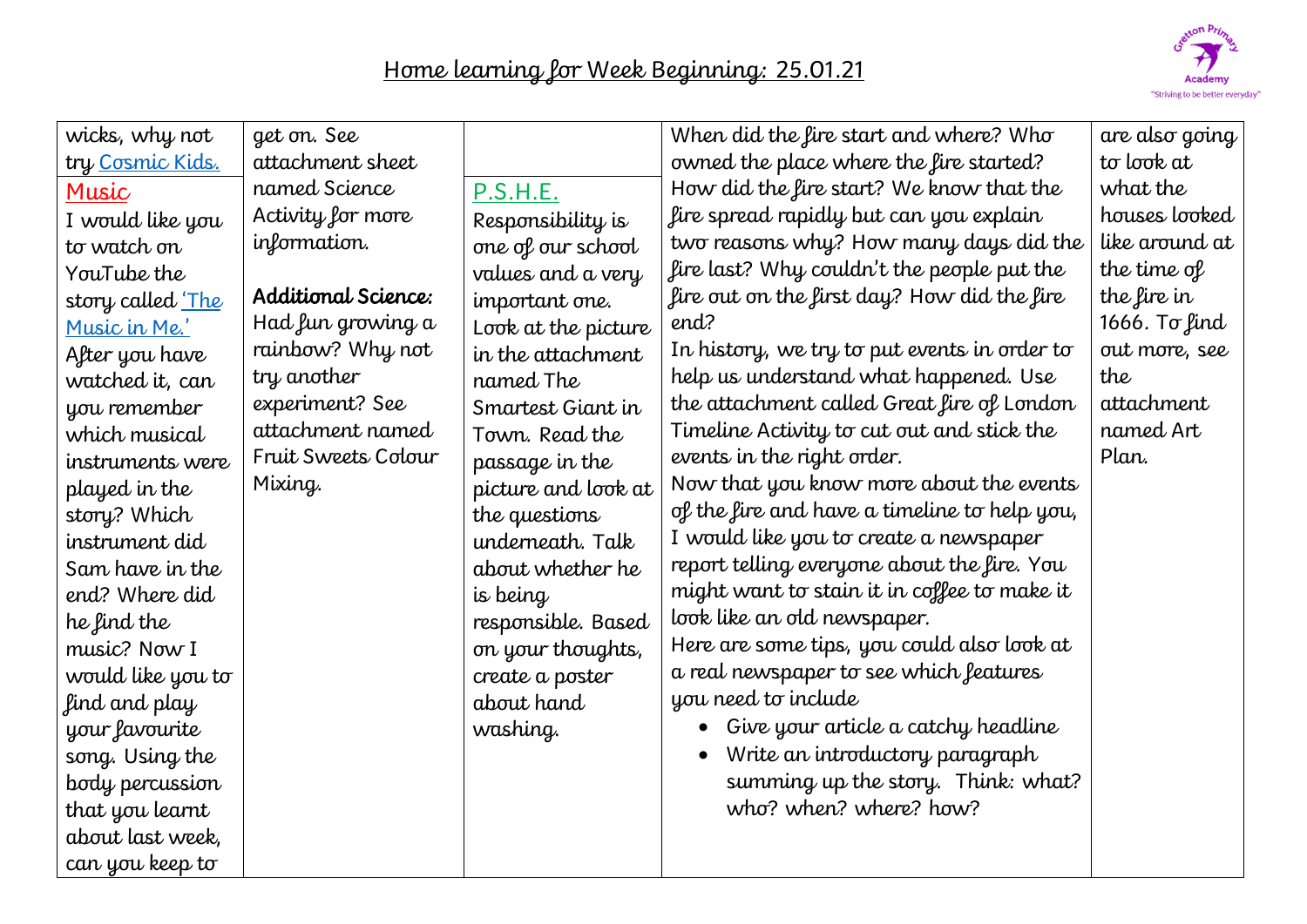# Home learning for Week Beginning: 25.01.21

| | | | | |
|---|---|---|---|---|
| wicks, why not try Cosmic Kids.<br><br>**Music**<br>I would like you to watch on YouTube the story called 'The Music in Me.' After you have watched it, can you remember which musical instruments were played in the story? Which instrument did Sam have in the end? Where did he find the music? Now I would like you to find and play your favourite song. Using the body percussion that you learnt about last week, can you keep to | get on. See attachment sheet named Science Activity for more information.<br><br>**Additional Science:**<br>Had fun growing a rainbow? Why not try another experiment? See attachment named Fruit Sweets Colour Mixing. | **P.S.H.E.**<br>Responsibility is one of our school values and a very important one. Look at the picture in the attachment named The Smartest Giant in Town. Read the passage in the picture and look at the questions underneath. Talk about whether he is being responsible. Based on your thoughts, create a poster about hand washing. | When did the fire start and where? Who owned the place where the fire started? How did the fire start? We know that the fire spread rapidly but can you explain two reasons why? How many days did the fire last? Why couldn't the people put the fire out on the first day? How did the fire end?<br>In history, we try to put events in order to help us understand what happened. Use the attachment called Great fire of London Timeline Activity to cut out and stick the events in the right order.<br>Now that you know more about the events of the fire and have a timeline to help you, I would like you to create a newspaper report telling everyone about the fire. You might want to stain it in coffee to make it look like an old newspaper.<br>Here are some tips, you could also look at a real newspaper to see which features you need to include<br>• Give your article a catchy headline<br>• Write an introductory paragraph summing up the story. Think: what? who? when? where? how? | are also going to look at what the houses looked like around at the time of the fire in 1666. To find out more, see the attachment named Art Plan. |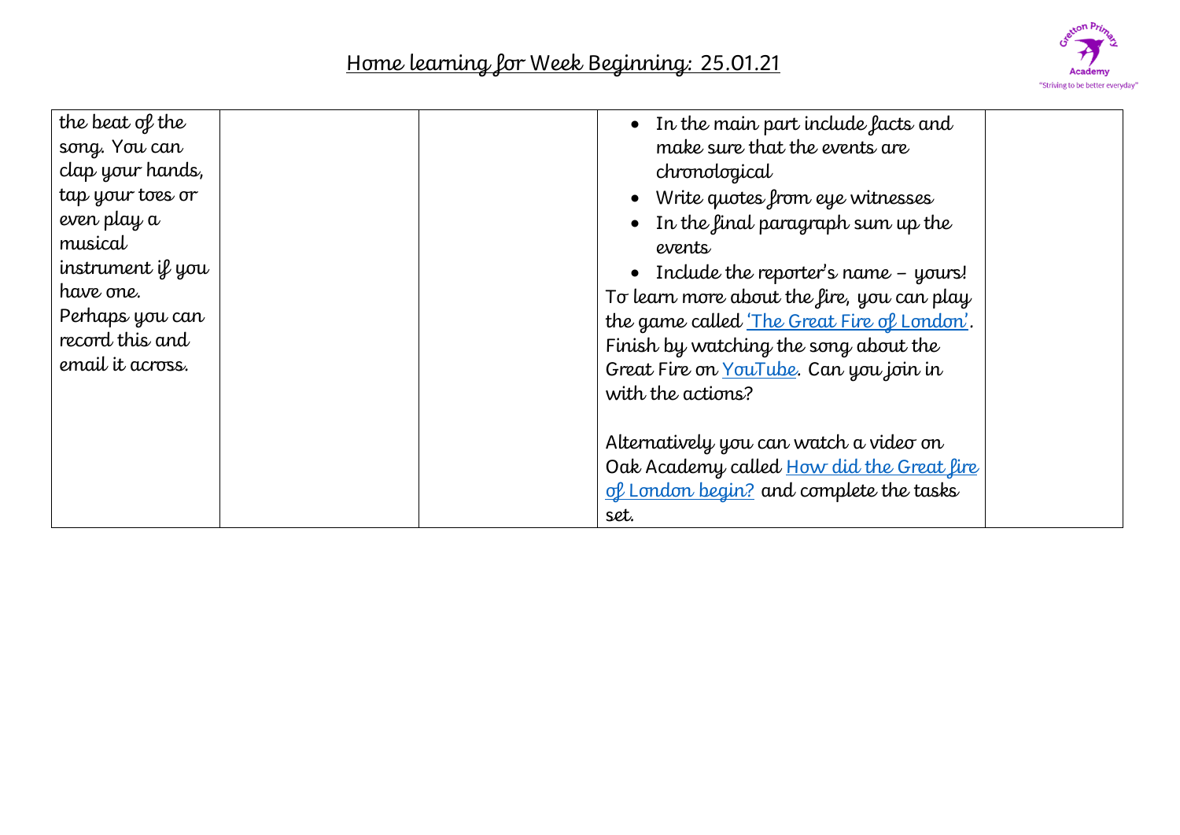## Home learning for Week Beginning: 25.01.21

| | | | | |
|---|---|---|---|---|
| the beat of the song. You can clap your hands, tap your toes or even play a musical instrument if you have one. Perhaps you can record this and email it across. | | | • In the main part include facts and make sure that the events are chronological<br>• Write quotes from eye witnesses<br>• In the final paragraph sum up the events<br>• Include the reporter's name – yours!<br>To learn more about the fire, you can play the game called 'The Great Fire of London'. Finish by watching the song about the Great Fire on YouTube. Can you join in with the actions?<br><br>Alternatively you can watch a video on Oak Academy called How did the Great fire of London begin? and complete the tasks set. | |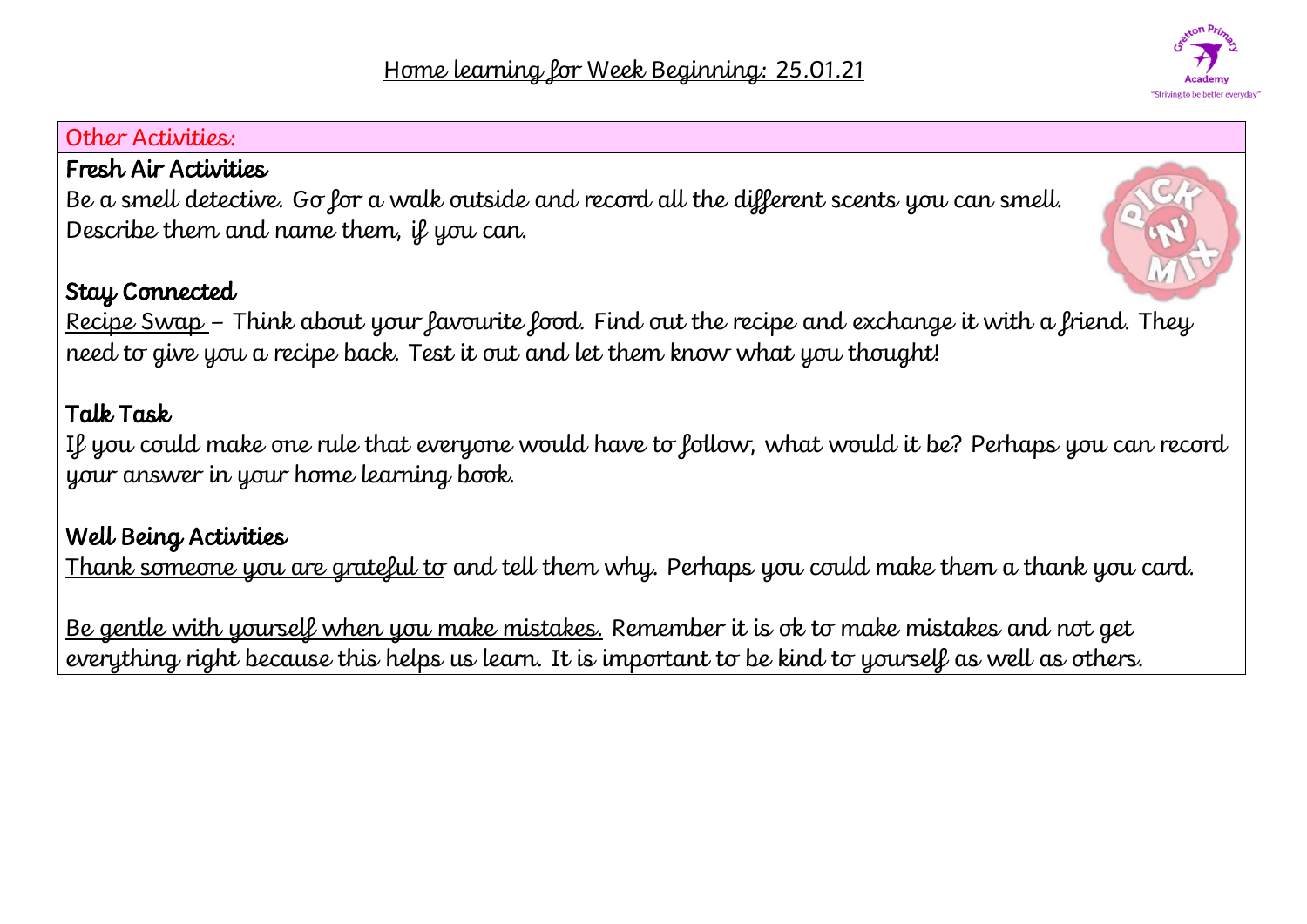# Home learning for Week Beginning: 25.01.21

## Other Activities:

### Fresh Air Activities

Be a smell detective. Go for a walk outside and record all the different scents you can smell. Describe them and name them, if you can.

### Stay Connected

Recipe Swap – Think about your favourite food. Find out the recipe and exchange it with a friend. They need to give you a recipe back. Test it out and let them know what you thought!

### Talk Task

If you could make one rule that everyone would have to follow, what would it be? Perhaps you can record your answer in your home learning book.

### Well Being Activities

Thank someone you are grateful to and tell them why. Perhaps you could make them a thank you card.

Be gentle with yourself when you make mistakes. Remember it is ok to make mistakes and not get everything right because this helps us learn. It is important to be kind to yourself as well as others.